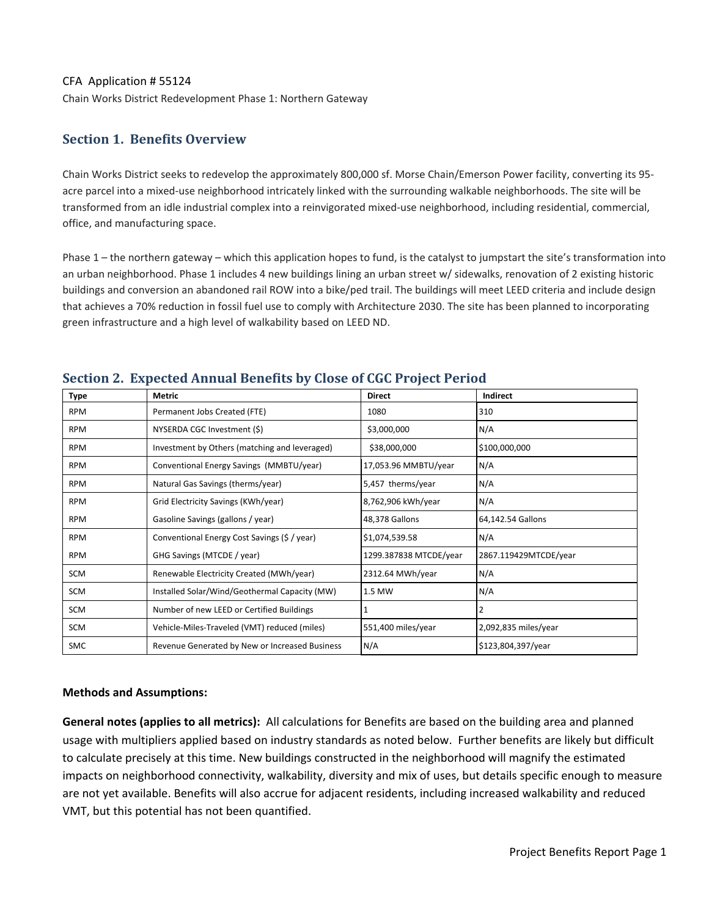CFA Application # 55124

Chain Works District Redevelopment Phase 1: Northern Gateway

## Section 1. Benefits Overview

Chain Works District seeks to redevelop the approximately 800,000 sf. Morse Chain/Emerson Power facility, converting its 95-acre parcel into a mixed-use neighborhood intricately linked with the surrounding walkable neighborhoods. The site will be transformed from an idle industrial complex into a reinvigorated mixed-use neighborhood, including residential, commercial, office, and manufacturing space.

Phase 1 – the northern gateway – which this application hopes to fund, is the catalyst to jumpstart the site's transformation into an urban neighborhood. Phase 1 includes 4 new buildings lining an urban street w/ sidewalks, renovation of 2 existing historic buildings and conversion an abandoned rail ROW into a bike/ped trail. The buildings will meet LEED criteria and include design that achieves a 70% reduction in fossil fuel use to comply with Architecture 2030. The site has been planned to incorporating green infrastructure and a high level of walkability based on LEED ND.

## Section 2. Expected Annual Benefits by Close of CGC Project Period

| Type | Metric | Direct | Indirect |
|---|---|---|---|
| RPM | Permanent Jobs Created (FTE) | 1080 | 310 |
| RPM | NYSERDA CGC Investment ($) | $3,000,000 | N/A |
| RPM | Investment by Others (matching and leveraged) | $38,000,000 | $100,000,000 |
| RPM | Conventional Energy Savings (MMBTU/year) | 17,053.96 MMBTU/year | N/A |
| RPM | Natural Gas Savings (therms/year) | 5,457 therms/year | N/A |
| RPM | Grid Electricity Savings (KWh/year) | 8,762,906 kWh/year | N/A |
| RPM | Gasoline Savings (gallons / year) | 48,378 Gallons | 64,142.54 Gallons |
| RPM | Conventional Energy Cost Savings ($ / year) | $1,074,539.58 | N/A |
| RPM | GHG Savings (MTCDE / year) | 1299.387838 MTCDE/year | 2867.119429MTCDE/year |
| SCM | Renewable Electricity Created (MWh/year) | 2312.64 MWh/year | N/A |
| SCM | Installed Solar/Wind/Geothermal Capacity (MW) | 1.5 MW | N/A |
| SCM | Number of new LEED or Certified Buildings | 1 | 2 |
| SCM | Vehicle-Miles-Traveled (VMT) reduced (miles) | 551,400 miles/year | 2,092,835 miles/year |
| SMC | Revenue Generated by New or Increased Business | N/A | $123,804,397/year |

**Methods and Assumptions:**

**General notes (applies to all metrics):** All calculations for Benefits are based on the building area and planned usage with multipliers applied based on industry standards as noted below. Further benefits are likely but difficult to calculate precisely at this time. New buildings constructed in the neighborhood will magnify the estimated impacts on neighborhood connectivity, walkability, diversity and mix of uses, but details specific enough to measure are not yet available. Benefits will also accrue for adjacent residents, including increased walkability and reduced VMT, but this potential has not been quantified.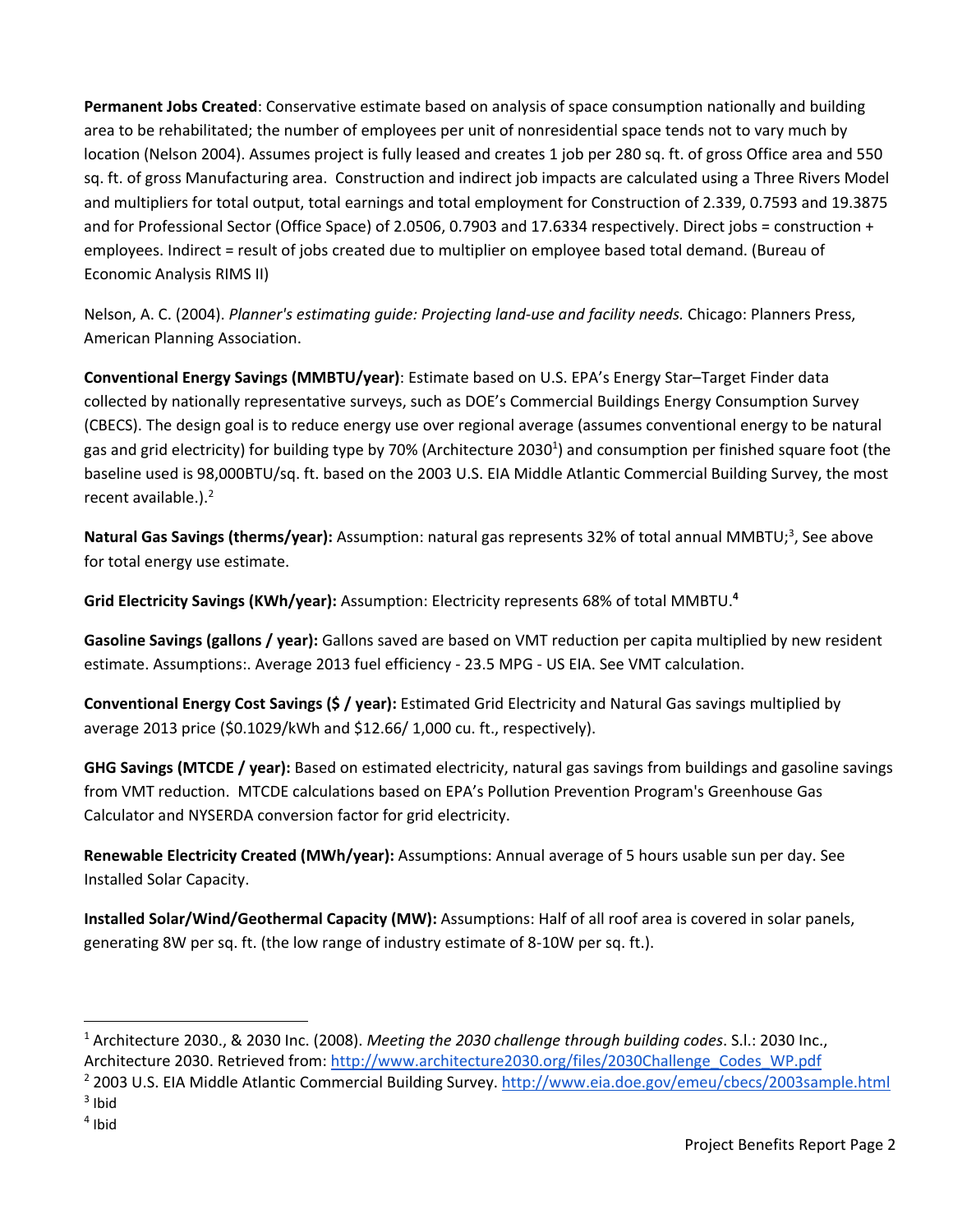**Permanent Jobs Created**: Conservative estimate based on analysis of space consumption nationally and building area to be rehabilitated; the number of employees per unit of nonresidential space tends not to vary much by location (Nelson 2004). Assumes project is fully leased and creates 1 job per 280 sq. ft. of gross Office area and 550 sq. ft. of gross Manufacturing area. Construction and indirect job impacts are calculated using a Three Rivers Model and multipliers for total output, total earnings and total employment for Construction of 2.339, 0.7593 and 19.3875 and for Professional Sector (Office Space) of 2.0506, 0.7903 and 17.6334 respectively. Direct jobs = construction + employees. Indirect = result of jobs created due to multiplier on employee based total demand. (Bureau of Economic Analysis RIMS II)

Nelson, A. C. (2004). *Planner's estimating guide: Projecting land-use and facility needs.* Chicago: Planners Press, American Planning Association.

**Conventional Energy Savings (MMBTU/year)**: Estimate based on U.S. EPA's Energy Star–Target Finder data collected by nationally representative surveys, such as DOE's Commercial Buildings Energy Consumption Survey (CBECS). The design goal is to reduce energy use over regional average (assumes conventional energy to be natural gas and grid electricity) for building type by 70% (Architecture 2030[1]) and consumption per finished square foot (the baseline used is 98,000BTU/sq. ft. based on the 2003 U.S. EIA Middle Atlantic Commercial Building Survey, the most recent available.).[2]

**Natural Gas Savings (therms/year):** Assumption: natural gas represents 32% of total annual MMBTU;[3], See above for total energy use estimate.

**Grid Electricity Savings (KWh/year):** Assumption: Electricity represents 68% of total MMBTU.[4]

**Gasoline Savings (gallons / year):** Gallons saved are based on VMT reduction per capita multiplied by new resident estimate. Assumptions:. Average 2013 fuel efficiency - 23.5 MPG - US EIA. See VMT calculation.

**Conventional Energy Cost Savings ($ / year):** Estimated Grid Electricity and Natural Gas savings multiplied by average 2013 price ($0.1029/kWh and $12.66/ 1,000 cu. ft., respectively).

**GHG Savings (MTCDE / year):** Based on estimated electricity, natural gas savings from buildings and gasoline savings from VMT reduction. MTCDE calculations based on EPA's Pollution Prevention Program's Greenhouse Gas Calculator and NYSERDA conversion factor for grid electricity.

**Renewable Electricity Created (MWh/year):** Assumptions: Annual average of 5 hours usable sun per day. See Installed Solar Capacity.

**Installed Solar/Wind/Geothermal Capacity (MW):** Assumptions: Half of all roof area is covered in solar panels, generating 8W per sq. ft. (the low range of industry estimate of 8-10W per sq. ft.).

---

[1] Architecture 2030., & 2030 Inc. (2008). *Meeting the 2030 challenge through building codes*. S.l.: 2030 Inc., Architecture 2030. Retrieved from: http://www.architecture2030.org/files/2030Challenge_Codes_WP.pdf

[2] 2003 U.S. EIA Middle Atlantic Commercial Building Survey. http://www.eia.doe.gov/emeu/cbecs/2003sample.html

[3] Ibid

[4] Ibid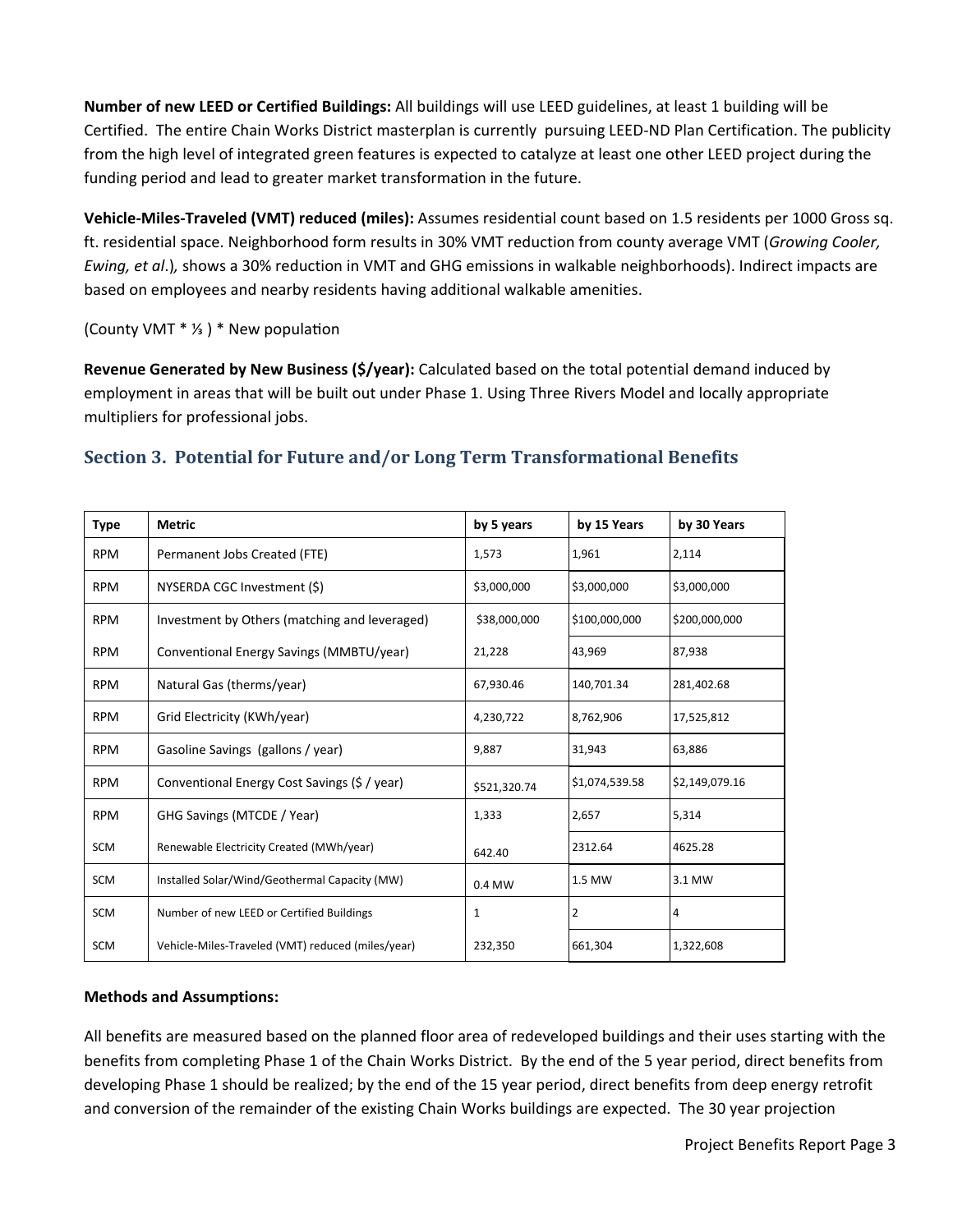**Number of new LEED or Certified Buildings:** All buildings will use LEED guidelines, at least 1 building will be Certified. The entire Chain Works District masterplan is currently pursuing LEED-ND Plan Certification. The publicity from the high level of integrated green features is expected to catalyze at least one other LEED project during the funding period and lead to greater market transformation in the future.

**Vehicle-Miles-Traveled (VMT) reduced (miles):** Assumes residential count based on 1.5 residents per 1000 Gross sq. ft. residential space. Neighborhood form results in 30% VMT reduction from county average VMT (*Growing Cooler, Ewing, et al*.)*,* shows a 30% reduction in VMT and GHG emissions in walkable neighborhoods). Indirect impacts are based on employees and nearby residents having additional walkable amenities.

(County VMT * ⅓ ) * New population

**Revenue Generated by New Business ($/year):** Calculated based on the total potential demand induced by employment in areas that will be built out under Phase 1. Using Three Rivers Model and locally appropriate multipliers for professional jobs.

## Section 3. Potential for Future and/or Long Term Transformational Benefits

| Type | Metric | by 5 years | by 15 Years | by 30 Years |
|---|---|---|---|---|
| RPM | Permanent Jobs Created (FTE) | 1,573 | 1,961 | 2,114 |
| RPM | NYSERDA CGC Investment ($) | $3,000,000 | $3,000,000 | $3,000,000 |
| RPM | Investment by Others (matching and leveraged) | $38,000,000 | $100,000,000 | $200,000,000 |
| RPM | Conventional Energy Savings (MMBTU/year) | 21,228 | 43,969 | 87,938 |
| RPM | Natural Gas (therms/year) | 67,930.46 | 140,701.34 | 281,402.68 |
| RPM | Grid Electricity (KWh/year) | 4,230,722 | 8,762,906 | 17,525,812 |
| RPM | Gasoline Savings (gallons / year) | 9,887 | 31,943 | 63,886 |
| RPM | Conventional Energy Cost Savings ($ / year) | $521,320.74 | $1,074,539.58 | $2,149,079.16 |
| RPM | GHG Savings (MTCDE / Year) | 1,333 | 2,657 | 5,314 |
| SCM | Renewable Electricity Created (MWh/year) | 642.40 | 2312.64 | 4625.28 |
| SCM | Installed Solar/Wind/Geothermal Capacity (MW) | 0.4 MW | 1.5 MW | 3.1 MW |
| SCM | Number of new LEED or Certified Buildings | 1 | 2 | 4 |
| SCM | Vehicle-Miles-Traveled (VMT) reduced (miles/year) | 232,350 | 661,304 | 1,322,608 |

**Methods and Assumptions:**

All benefits are measured based on the planned floor area of redeveloped buildings and their uses starting with the benefits from completing Phase 1 of the Chain Works District. By the end of the 5 year period, direct benefits from developing Phase 1 should be realized; by the end of the 15 year period, direct benefits from deep energy retrofit and conversion of the remainder of the existing Chain Works buildings are expected. The 30 year projection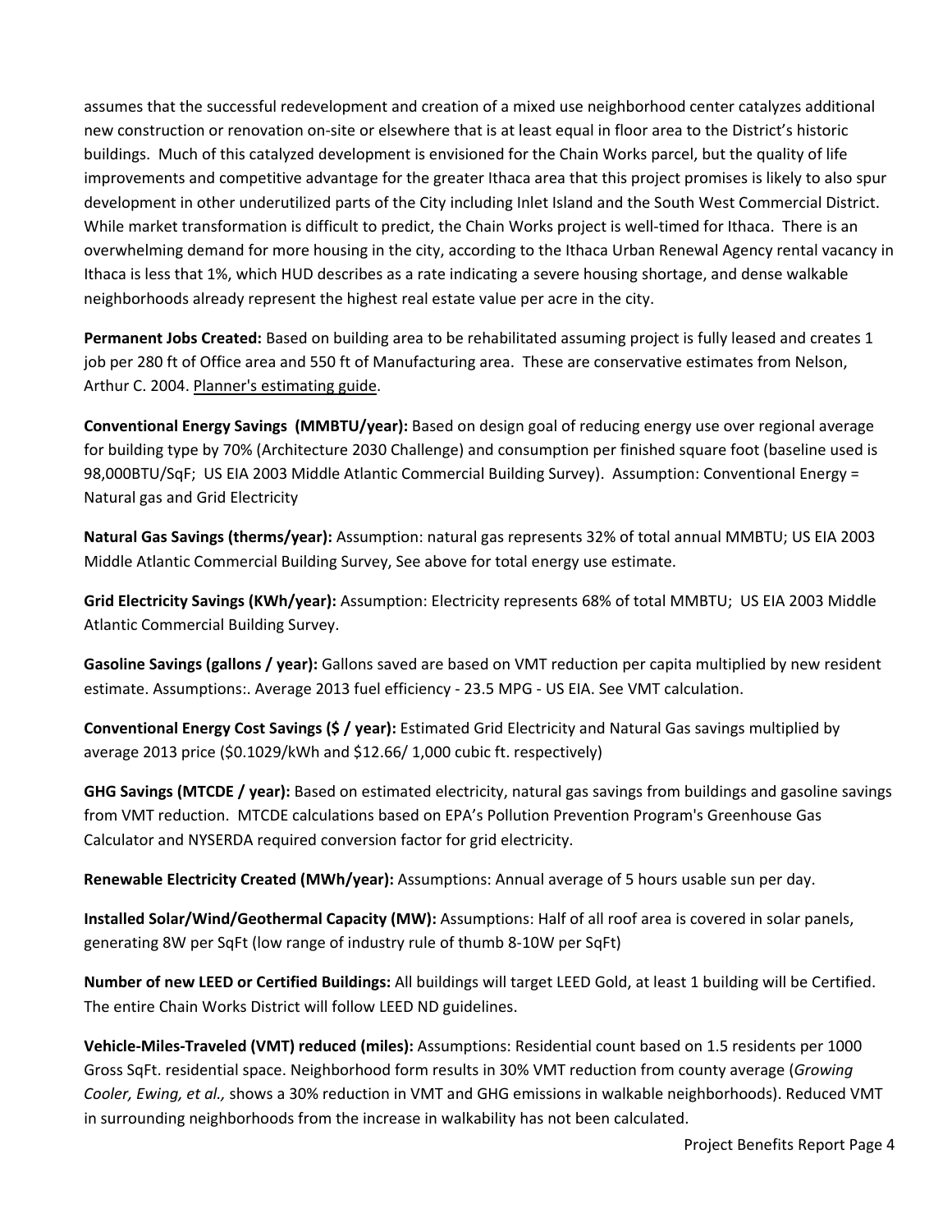assumes that the successful redevelopment and creation of a mixed use neighborhood center catalyzes additional new construction or renovation on-site or elsewhere that is at least equal in floor area to the District's historic buildings. Much of this catalyzed development is envisioned for the Chain Works parcel, but the quality of life improvements and competitive advantage for the greater Ithaca area that this project promises is likely to also spur development in other underutilized parts of the City including Inlet Island and the South West Commercial District. While market transformation is difficult to predict, the Chain Works project is well-timed for Ithaca. There is an overwhelming demand for more housing in the city, according to the Ithaca Urban Renewal Agency rental vacancy in Ithaca is less that 1%, which HUD describes as a rate indicating a severe housing shortage, and dense walkable neighborhoods already represent the highest real estate value per acre in the city.

**Permanent Jobs Created:** Based on building area to be rehabilitated assuming project is fully leased and creates 1 job per 280 ft of Office area and 550 ft of Manufacturing area. These are conservative estimates from Nelson, Arthur C. 2004. Planner's estimating guide.

**Conventional Energy Savings (MMBTU/year):** Based on design goal of reducing energy use over regional average for building type by 70% (Architecture 2030 Challenge) and consumption per finished square foot (baseline used is 98,000BTU/SqF; US EIA 2003 Middle Atlantic Commercial Building Survey). Assumption: Conventional Energy = Natural gas and Grid Electricity

**Natural Gas Savings (therms/year):** Assumption: natural gas represents 32% of total annual MMBTU; US EIA 2003 Middle Atlantic Commercial Building Survey, See above for total energy use estimate.

**Grid Electricity Savings (KWh/year):** Assumption: Electricity represents 68% of total MMBTU; US EIA 2003 Middle Atlantic Commercial Building Survey.

**Gasoline Savings (gallons / year):** Gallons saved are based on VMT reduction per capita multiplied by new resident estimate. Assumptions:. Average 2013 fuel efficiency - 23.5 MPG - US EIA. See VMT calculation.

**Conventional Energy Cost Savings ($ / year):** Estimated Grid Electricity and Natural Gas savings multiplied by average 2013 price ($0.1029/kWh and $12.66/ 1,000 cubic ft. respectively)

**GHG Savings (MTCDE / year):** Based on estimated electricity, natural gas savings from buildings and gasoline savings from VMT reduction. MTCDE calculations based on EPA's Pollution Prevention Program's Greenhouse Gas Calculator and NYSERDA required conversion factor for grid electricity.

**Renewable Electricity Created (MWh/year):** Assumptions: Annual average of 5 hours usable sun per day.

**Installed Solar/Wind/Geothermal Capacity (MW):** Assumptions: Half of all roof area is covered in solar panels, generating 8W per SqFt (low range of industry rule of thumb 8-10W per SqFt)

**Number of new LEED or Certified Buildings:** All buildings will target LEED Gold, at least 1 building will be Certified. The entire Chain Works District will follow LEED ND guidelines.

**Vehicle-Miles-Traveled (VMT) reduced (miles):** Assumptions: Residential count based on 1.5 residents per 1000 Gross SqFt. residential space. Neighborhood form results in 30% VMT reduction from county average (*Growing Cooler, Ewing, et al.,* shows a 30% reduction in VMT and GHG emissions in walkable neighborhoods). Reduced VMT in surrounding neighborhoods from the increase in walkability has not been calculated.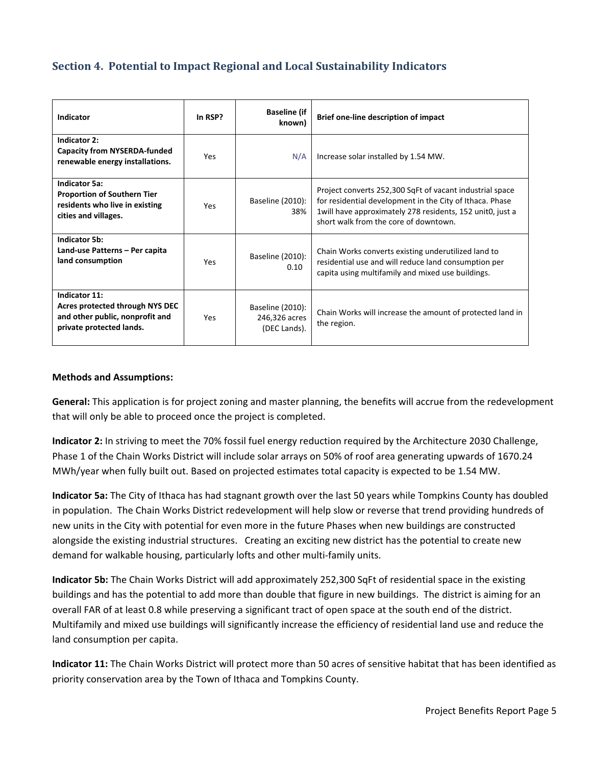## Section 4. Potential to Impact Regional and Local Sustainability Indicators

| Indicator | In RSP? | Baseline (if known) | Brief one-line description of impact |
| --- | --- | --- | --- |
| **Indicator 2: Capacity from NYSERDA-funded renewable energy installations.** | Yes | N/A | Increase solar installed by 1.54 MW. |
| **Indicator 5a: Proportion of Southern Tier residents who live in existing cities and villages.** | Yes | Baseline (2010): 38% | Project converts 252,300 SqFt of vacant industrial space for residential development in the City of Ithaca. Phase 1will have approximately 278 residents, 152 unit0, just a short walk from the core of downtown. |
| **Indicator 5b: Land-use Patterns – Per capita land consumption** | Yes | Baseline (2010): 0.10 | Chain Works converts existing underutilized land to residential use and will reduce land consumption per capita using multifamily and mixed use buildings. |
| **Indicator 11: Acres protected through NYS DEC and other public, nonprofit and private protected lands.** | Yes | Baseline (2010): 246,326 acres (DEC Lands). | Chain Works will increase the amount of protected land in the region. |

**Methods and Assumptions:**

**General:** This application is for project zoning and master planning, the benefits will accrue from the redevelopment that will only be able to proceed once the project is completed.

**Indicator 2:** In striving to meet the 70% fossil fuel energy reduction required by the Architecture 2030 Challenge, Phase 1 of the Chain Works District will include solar arrays on 50% of roof area generating upwards of 1670.24 MWh/year when fully built out. Based on projected estimates total capacity is expected to be 1.54 MW.

**Indicator 5a:** The City of Ithaca has had stagnant growth over the last 50 years while Tompkins County has doubled in population. The Chain Works District redevelopment will help slow or reverse that trend providing hundreds of new units in the City with potential for even more in the future Phases when new buildings are constructed alongside the existing industrial structures. Creating an exciting new district has the potential to create new demand for walkable housing, particularly lofts and other multi-family units.

**Indicator 5b:** The Chain Works District will add approximately 252,300 SqFt of residential space in the existing buildings and has the potential to add more than double that figure in new buildings. The district is aiming for an overall FAR of at least 0.8 while preserving a significant tract of open space at the south end of the district. Multifamily and mixed use buildings will significantly increase the efficiency of residential land use and reduce the land consumption per capita.

**Indicator 11:** The Chain Works District will protect more than 50 acres of sensitive habitat that has been identified as priority conservation area by the Town of Ithaca and Tompkins County.